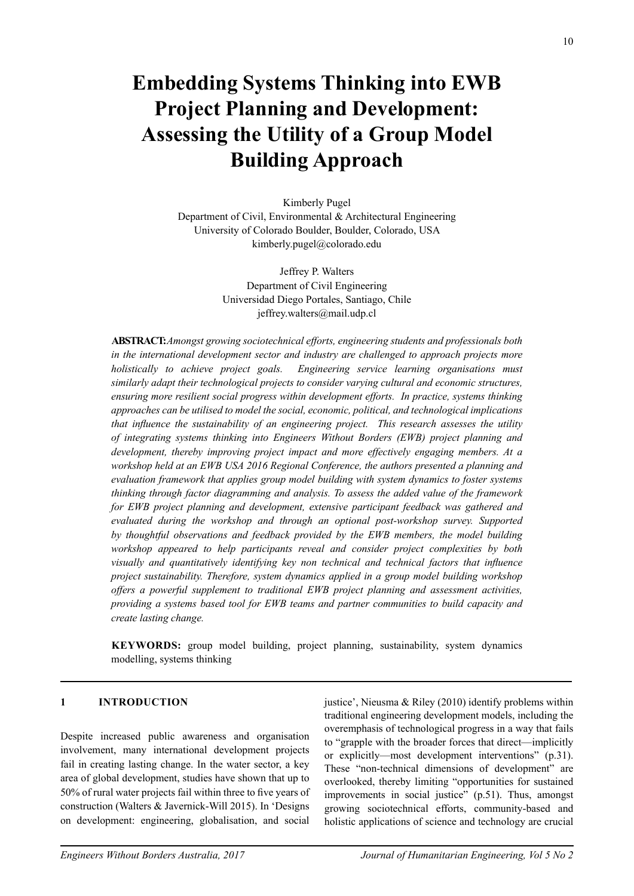# Embedding Systems Thinking into EWB Project Planning and Development: Assessing the Utility of a Group Model Building Approach

Kimberly Pugel
Department of Civil, Environmental & Architectural Engineering
University of Colorado Boulder, Boulder, Colorado, USA
kimberly.pugel@colorado.edu

Jeffrey P. Walters
Department of Civil Engineering
Universidad Diego Portales, Santiago, Chile
jeffrey.walters@mail.udp.cl

**ABSTRACT:** *Amongst growing sociotechnical efforts, engineering students and professionals both in the international development sector and industry are challenged to approach projects more holistically to achieve project goals. Engineering service learning organisations must similarly adapt their technological projects to consider varying cultural and economic structures, ensuring more resilient social progress within development efforts. In practice, systems thinking approaches can be utilised to model the social, economic, political, and technological implications that influence the sustainability of an engineering project. This research assesses the utility of integrating systems thinking into Engineers Without Borders (EWB) project planning and development, thereby improving project impact and more effectively engaging members. At a workshop held at an EWB USA 2016 Regional Conference, the authors presented a planning and evaluation framework that applies group model building with system dynamics to foster systems thinking through factor diagramming and analysis. To assess the added value of the framework for EWB project planning and development, extensive participant feedback was gathered and evaluated during the workshop and through an optional post-workshop survey. Supported by thoughtful observations and feedback provided by the EWB members, the model building workshop appeared to help participants reveal and consider project complexities by both visually and quantitatively identifying key non technical and technical factors that influence project sustainability. Therefore, system dynamics applied in a group model building workshop offers a powerful supplement to traditional EWB project planning and assessment activities, providing a systems based tool for EWB teams and partner communities to build capacity and create lasting change.*

**KEYWORDS:** group model building, project planning, sustainability, system dynamics modelling, systems thinking

## 1 INTRODUCTION

Despite increased public awareness and organisation involvement, many international development projects fail in creating lasting change. In the water sector, a key area of global development, studies have shown that up to 50% of rural water projects fail within three to five years of construction (Walters & Javernick-Will 2015). In 'Designs on development: engineering, globalisation, and social justice', Nieusma & Riley (2010) identify problems within traditional engineering development models, including the overemphasis of technological progress in a way that fails to "grapple with the broader forces that direct—implicitly or explicitly—most development interventions" (p.31). These "non-technical dimensions of development" are overlooked, thereby limiting "opportunities for sustained improvements in social justice" (p.51). Thus, amongst growing sociotechnical efforts, community-based and holistic applications of science and technology are crucial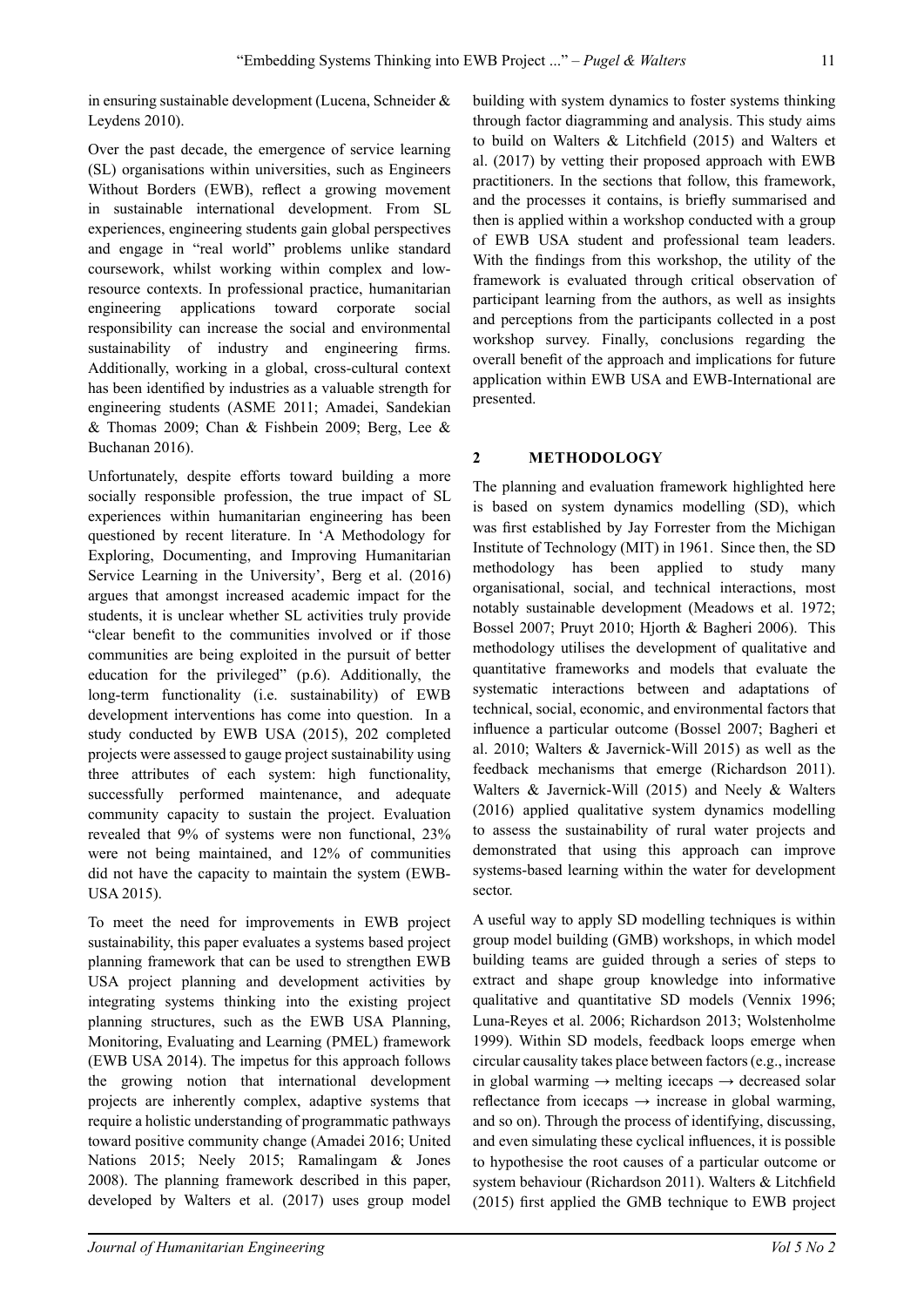in ensuring sustainable development (Lucena, Schneider & Leydens 2010).

Over the past decade, the emergence of service learning (SL) organisations within universities, such as Engineers Without Borders (EWB), reflect a growing movement in sustainable international development. From SL experiences, engineering students gain global perspectives and engage in "real world" problems unlike standard coursework, whilst working within complex and low-resource contexts. In professional practice, humanitarian engineering applications toward corporate social responsibility can increase the social and environmental sustainability of industry and engineering firms. Additionally, working in a global, cross-cultural context has been identified by industries as a valuable strength for engineering students (ASME 2011; Amadei, Sandekian & Thomas 2009; Chan & Fishbein 2009; Berg, Lee & Buchanan 2016).

Unfortunately, despite efforts toward building a more socially responsible profession, the true impact of SL experiences within humanitarian engineering has been questioned by recent literature. In 'A Methodology for Exploring, Documenting, and Improving Humanitarian Service Learning in the University', Berg et al. (2016) argues that amongst increased academic impact for the students, it is unclear whether SL activities truly provide "clear benefit to the communities involved or if those communities are being exploited in the pursuit of better education for the privileged" (p.6). Additionally, the long-term functionality (i.e. sustainability) of EWB development interventions has come into question. In a study conducted by EWB USA (2015), 202 completed projects were assessed to gauge project sustainability using three attributes of each system: high functionality, successfully performed maintenance, and adequate community capacity to sustain the project. Evaluation revealed that 9% of systems were non functional, 23% were not being maintained, and 12% of communities did not have the capacity to maintain the system (EWB-USA 2015).

To meet the need for improvements in EWB project sustainability, this paper evaluates a systems based project planning framework that can be used to strengthen EWB USA project planning and development activities by integrating systems thinking into the existing project planning structures, such as the EWB USA Planning, Monitoring, Evaluating and Learning (PMEL) framework (EWB USA 2014). The impetus for this approach follows the growing notion that international development projects are inherently complex, adaptive systems that require a holistic understanding of programmatic pathways toward positive community change (Amadei 2016; United Nations 2015; Neely 2015; Ramalingam & Jones 2008). The planning framework described in this paper, developed by Walters et al. (2017) uses group model building with system dynamics to foster systems thinking through factor diagramming and analysis. This study aims to build on Walters & Litchfield (2015) and Walters et al. (2017) by vetting their proposed approach with EWB practitioners. In the sections that follow, this framework, and the processes it contains, is briefly summarised and then is applied within a workshop conducted with a group of EWB USA student and professional team leaders. With the findings from this workshop, the utility of the framework is evaluated through critical observation of participant learning from the authors, as well as insights and perceptions from the participants collected in a post workshop survey. Finally, conclusions regarding the overall benefit of the approach and implications for future application within EWB USA and EWB-International are presented.

## 2 METHODOLOGY

The planning and evaluation framework highlighted here is based on system dynamics modelling (SD), which was first established by Jay Forrester from the Michigan Institute of Technology (MIT) in 1961. Since then, the SD methodology has been applied to study many organisational, social, and technical interactions, most notably sustainable development (Meadows et al. 1972; Bossel 2007; Pruyt 2010; Hjorth & Bagheri 2006). This methodology utilises the development of qualitative and quantitative frameworks and models that evaluate the systematic interactions between and adaptations of technical, social, economic, and environmental factors that influence a particular outcome (Bossel 2007; Bagheri et al. 2010; Walters & Javernick-Will 2015) as well as the feedback mechanisms that emerge (Richardson 2011). Walters & Javernick-Will (2015) and Neely & Walters (2016) applied qualitative system dynamics modelling to assess the sustainability of rural water projects and demonstrated that using this approach can improve systems-based learning within the water for development sector.

A useful way to apply SD modelling techniques is within group model building (GMB) workshops, in which model building teams are guided through a series of steps to extract and shape group knowledge into informative qualitative and quantitative SD models (Vennix 1996; Luna-Reyes et al. 2006; Richardson 2013; Wolstenholme 1999). Within SD models, feedback loops emerge when circular causality takes place between factors (e.g., increase in global warming → melting icecaps → decreased solar reflectance from icecaps → increase in global warming, and so on). Through the process of identifying, discussing, and even simulating these cyclical influences, it is possible to hypothesise the root causes of a particular outcome or system behaviour (Richardson 2011). Walters & Litchfield (2015) first applied the GMB technique to EWB project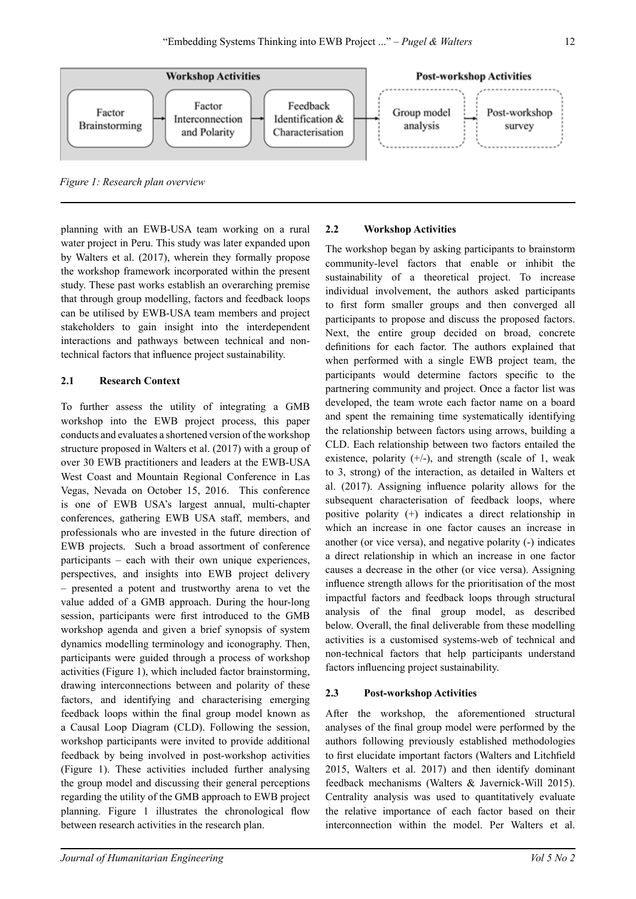Workshop Activities: Factor Brainstorming → Factor Interconnection and Polarity → Feedback Identification & Characterisation → Post-workshop Activities: Group model analysis → Post-workshop survey

*Figure 1: Research plan overview*

planning with an EWB-USA team working on a rural water project in Peru. This study was later expanded upon by Walters et al. (2017), wherein they formally propose the workshop framework incorporated within the present study. These past works establish an overarching premise that through group modelling, factors and feedback loops can be utilised by EWB-USA team members and project stakeholders to gain insight into the interdependent interactions and pathways between technical and non-technical factors that influence project sustainability.

### 2.1 Research Context

To further assess the utility of integrating a GMB workshop into the EWB project process, this paper conducts and evaluates a shortened version of the workshop structure proposed in Walters et al. (2017) with a group of over 30 EWB practitioners and leaders at the EWB-USA West Coast and Mountain Regional Conference in Las Vegas, Nevada on October 15, 2016. This conference is one of EWB USA's largest annual, multi-chapter conferences, gathering EWB USA staff, members, and professionals who are invested in the future direction of EWB projects. Such a broad assortment of conference participants – each with their own unique experiences, perspectives, and insights into EWB project delivery – presented a potent and trustworthy arena to vet the value added of a GMB approach. During the hour-long session, participants were first introduced to the GMB workshop agenda and given a brief synopsis of system dynamics modelling terminology and iconography. Then, participants were guided through a process of workshop activities (Figure 1), which included factor brainstorming, drawing interconnections between and polarity of these factors, and identifying and characterising emerging feedback loops within the final group model known as a Causal Loop Diagram (CLD). Following the session, workshop participants were invited to provide additional feedback by being involved in post-workshop activities (Figure 1). These activities included further analysing the group model and discussing their general perceptions regarding the utility of the GMB approach to EWB project planning. Figure 1 illustrates the chronological flow between research activities in the research plan.

### 2.2 Workshop Activities

The workshop began by asking participants to brainstorm community-level factors that enable or inhibit the sustainability of a theoretical project. To increase individual involvement, the authors asked participants to first form smaller groups and then converged all participants to propose and discuss the proposed factors. Next, the entire group decided on broad, concrete definitions for each factor. The authors explained that when performed with a single EWB project team, the participants would determine factors specific to the partnering community and project. Once a factor list was developed, the team wrote each factor name on a board and spent the remaining time systematically identifying the relationship between factors using arrows, building a CLD. Each relationship between two factors entailed the existence, polarity (+/-), and strength (scale of 1, weak to 3, strong) of the interaction, as detailed in Walters et al. (2017). Assigning influence polarity allows for the subsequent characterisation of feedback loops, where positive polarity (+) indicates a direct relationship in which an increase in one factor causes an increase in another (or vice versa), and negative polarity (-) indicates a direct relationship in which an increase in one factor causes a decrease in the other (or vice versa). Assigning influence strength allows for the prioritisation of the most impactful factors and feedback loops through structural analysis of the final group model, as described below. Overall, the final deliverable from these modelling activities is a customised systems-web of technical and non-technical factors that help participants understand factors influencing project sustainability.

### 2.3 Post-workshop Activities

After the workshop, the aforementioned structural analyses of the final group model were performed by the authors following previously established methodologies to first elucidate important factors (Walters and Litchfield 2015, Walters et al. 2017) and then identify dominant feedback mechanisms (Walters & Javernick-Will 2015). Centrality analysis was used to quantitatively evaluate the relative importance of each factor based on their interconnection within the model. Per Walters et al.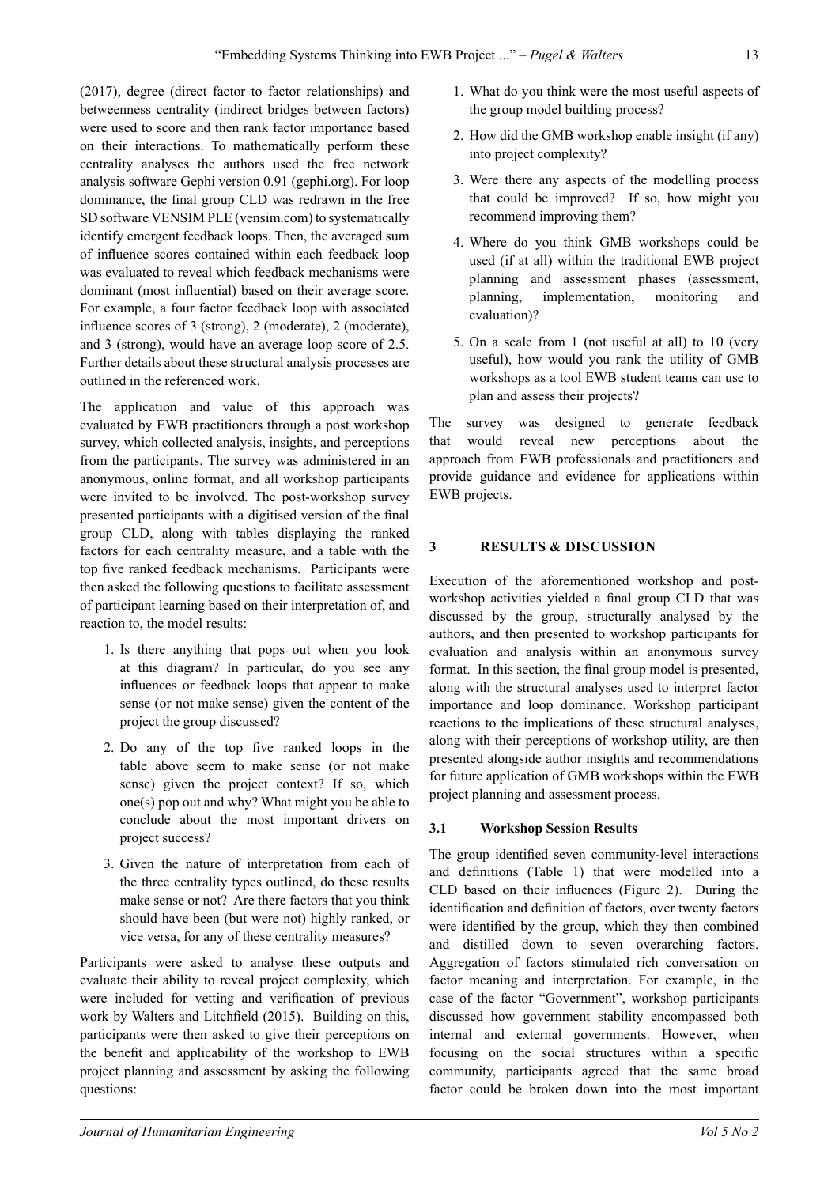(2017), degree (direct factor to factor relationships) and betweenness centrality (indirect bridges between factors) were used to score and then rank factor importance based on their interactions. To mathematically perform these centrality analyses the authors used the free network analysis software Gephi version 0.91 (gephi.org). For loop dominance, the final group CLD was redrawn in the free SD software VENSIM PLE (vensim.com) to systematically identify emergent feedback loops. Then, the averaged sum of influence scores contained within each feedback loop was evaluated to reveal which feedback mechanisms were dominant (most influential) based on their average score. For example, a four factor feedback loop with associated influence scores of 3 (strong), 2 (moderate), 2 (moderate), and 3 (strong), would have an average loop score of 2.5. Further details about these structural analysis processes are outlined in the referenced work.

The application and value of this approach was evaluated by EWB practitioners through a post workshop survey, which collected analysis, insights, and perceptions from the participants. The survey was administered in an anonymous, online format, and all workshop participants were invited to be involved. The post-workshop survey presented participants with a digitised version of the final group CLD, along with tables displaying the ranked factors for each centrality measure, and a table with the top five ranked feedback mechanisms. Participants were then asked the following questions to facilitate assessment of participant learning based on their interpretation of, and reaction to, the model results:

1. Is there anything that pops out when you look at this diagram? In particular, do you see any influences or feedback loops that appear to make sense (or not make sense) given the content of the project the group discussed?
2. Do any of the top five ranked loops in the table above seem to make sense (or not make sense) given the project context? If so, which one(s) pop out and why? What might you be able to conclude about the most important drivers on project success?
3. Given the nature of interpretation from each of the three centrality types outlined, do these results make sense or not? Are there factors that you think should have been (but were not) highly ranked, or vice versa, for any of these centrality measures?

Participants were asked to analyse these outputs and evaluate their ability to reveal project complexity, which were included for vetting and verification of previous work by Walters and Litchfield (2015). Building on this, participants were then asked to give their perceptions on the benefit and applicability of the workshop to EWB project planning and assessment by asking the following questions:

1. What do you think were the most useful aspects of the group model building process?
2. How did the GMB workshop enable insight (if any) into project complexity?
3. Were there any aspects of the modelling process that could be improved? If so, how might you recommend improving them?
4. Where do you think GMB workshops could be used (if at all) within the traditional EWB project planning and assessment phases (assessment, planning, implementation, monitoring and evaluation)?
5. On a scale from 1 (not useful at all) to 10 (very useful), how would you rank the utility of GMB workshops as a tool EWB student teams can use to plan and assess their projects?

The survey was designed to generate feedback that would reveal new perceptions about the approach from EWB professionals and practitioners and provide guidance and evidence for applications within EWB projects.

## 3 RESULTS & DISCUSSION

Execution of the aforementioned workshop and post-workshop activities yielded a final group CLD that was discussed by the group, structurally analysed by the authors, and then presented to workshop participants for evaluation and analysis within an anonymous survey format. In this section, the final group model is presented, along with the structural analyses used to interpret factor importance and loop dominance. Workshop participant reactions to the implications of these structural analyses, along with their perceptions of workshop utility, are then presented alongside author insights and recommendations for future application of GMB workshops within the EWB project planning and assessment process.

### 3.1 Workshop Session Results

The group identified seven community-level interactions and definitions (Table 1) that were modelled into a CLD based on their influences (Figure 2). During the identification and definition of factors, over twenty factors were identified by the group, which they then combined and distilled down to seven overarching factors. Aggregation of factors stimulated rich conversation on factor meaning and interpretation. For example, in the case of the factor "Government", workshop participants discussed how government stability encompassed both internal and external governments. However, when focusing on the social structures within a specific community, participants agreed that the same broad factor could be broken down into the most important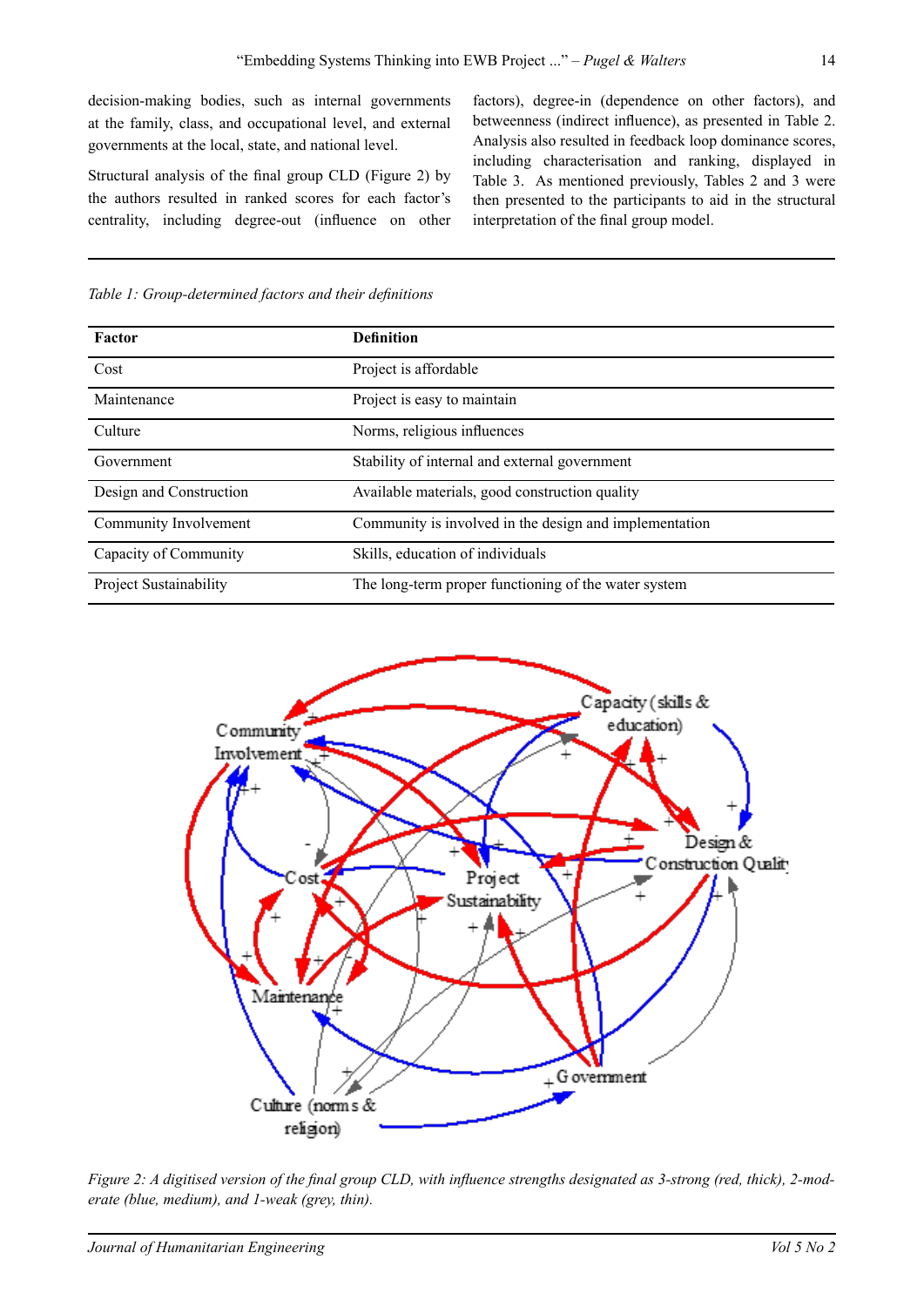decision-making bodies, such as internal governments at the family, class, and occupational level, and external governments at the local, state, and national level.

Structural analysis of the final group CLD (Figure 2) by the authors resulted in ranked scores for each factor's centrality, including degree-out (influence on other factors), degree-in (dependence on other factors), and betweenness (indirect influence), as presented in Table 2. Analysis also resulted in feedback loop dominance scores, including characterisation and ranking, displayed in Table 3. As mentioned previously, Tables 2 and 3 were then presented to the participants to aid in the structural interpretation of the final group model.

*Table 1: Group-determined factors and their definitions*

| Factor | Definition |
| --- | --- |
| Cost | Project is affordable |
| Maintenance | Project is easy to maintain |
| Culture | Norms, religious influences |
| Government | Stability of internal and external government |
| Design and Construction | Available materials, good construction quality |
| Community Involvement | Community is involved in the design and implementation |
| Capacity of Community | Skills, education of individuals |
| Project Sustainability | The long-term proper functioning of the water system |

*Figure 2: A digitised version of the final group CLD, with influence strengths designated as 3-strong (red, thick), 2-moderate (blue, medium), and 1-weak (grey, thin).*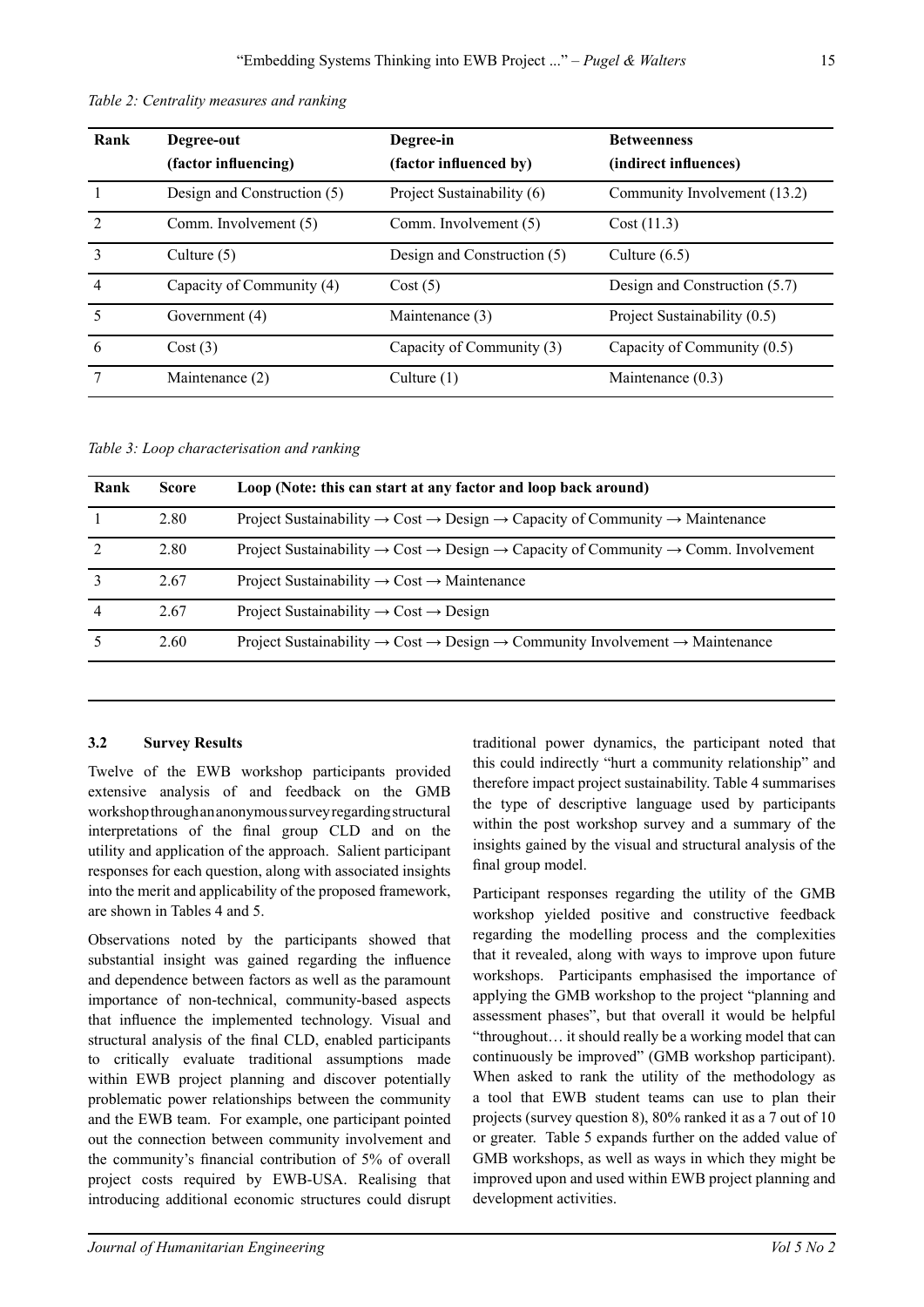*Table 2: Centrality measures and ranking*

| Rank | Degree-out (factor influencing) | Degree-in (factor influenced by) | Betweenness (indirect influences) |
|---|---|---|---|
| 1 | Design and Construction (5) | Project Sustainability (6) | Community Involvement (13.2) |
| 2 | Comm. Involvement (5) | Comm. Involvement (5) | Cost (11.3) |
| 3 | Culture (5) | Design and Construction (5) | Culture (6.5) |
| 4 | Capacity of Community (4) | Cost (5) | Design and Construction (5.7) |
| 5 | Government (4) | Maintenance (3) | Project Sustainability (0.5) |
| 6 | Cost (3) | Capacity of Community (3) | Capacity of Community (0.5) |
| 7 | Maintenance (2) | Culture (1) | Maintenance (0.3) |

*Table 3: Loop characterisation and ranking*

| Rank | Score | Loop (Note: this can start at any factor and loop back around) |
|---|---|---|
| 1 | 2.80 | Project Sustainability → Cost → Design → Capacity of Community → Maintenance |
| 2 | 2.80 | Project Sustainability → Cost → Design → Capacity of Community → Comm. Involvement |
| 3 | 2.67 | Project Sustainability → Cost → Maintenance |
| 4 | 2.67 | Project Sustainability → Cost → Design |
| 5 | 2.60 | Project Sustainability → Cost → Design → Community Involvement → Maintenance |

### 3.2 Survey Results

Twelve of the EWB workshop participants provided extensive analysis of and feedback on the GMB workshop through an anonymous survey regarding structural interpretations of the final group CLD and on the utility and application of the approach. Salient participant responses for each question, along with associated insights into the merit and applicability of the proposed framework, are shown in Tables 4 and 5.

Observations noted by the participants showed that substantial insight was gained regarding the influence and dependence between factors as well as the paramount importance of non-technical, community-based aspects that influence the implemented technology. Visual and structural analysis of the final CLD, enabled participants to critically evaluate traditional assumptions made within EWB project planning and discover potentially problematic power relationships between the community and the EWB team. For example, one participant pointed out the connection between community involvement and the community's financial contribution of 5% of overall project costs required by EWB-USA. Realising that introducing additional economic structures could disrupt traditional power dynamics, the participant noted that this could indirectly "hurt a community relationship" and therefore impact project sustainability. Table 4 summarises the type of descriptive language used by participants within the post workshop survey and a summary of the insights gained by the visual and structural analysis of the final group model.

Participant responses regarding the utility of the GMB workshop yielded positive and constructive feedback regarding the modelling process and the complexities that it revealed, along with ways to improve upon future workshops. Participants emphasised the importance of applying the GMB workshop to the project "planning and assessment phases", but that overall it would be helpful "throughout… it should really be a working model that can continuously be improved" (GMB workshop participant). When asked to rank the utility of the methodology as a tool that EWB student teams can use to plan their projects (survey question 8), 80% ranked it as a 7 out of 10 or greater. Table 5 expands further on the added value of GMB workshops, as well as ways in which they might be improved upon and used within EWB project planning and development activities.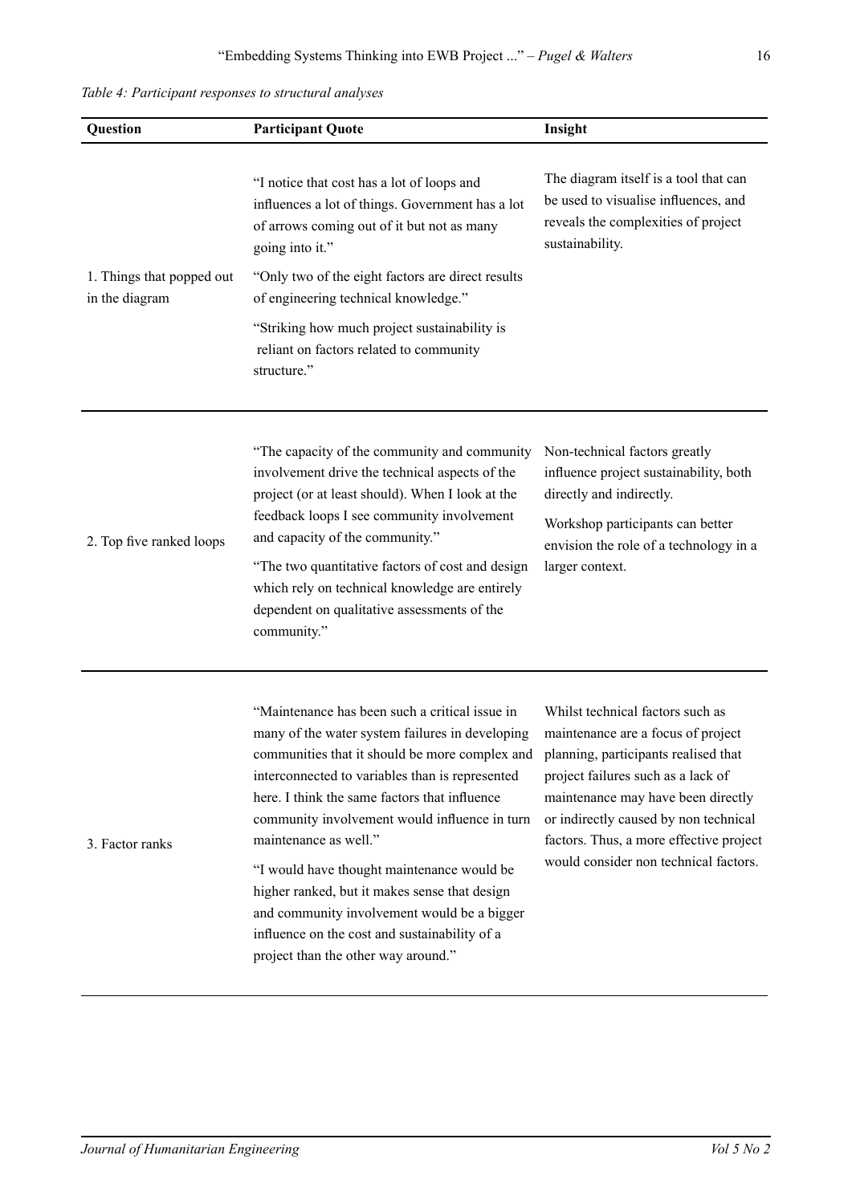*Table 4: Participant responses to structural analyses*

| Question | Participant Quote | Insight |
|---|---|---|
| 1. Things that popped out in the diagram | "I notice that cost has a lot of loops and influences a lot of things. Government has a lot of arrows coming out of it but not as many going into it."<br><br>"Only two of the eight factors are direct results of engineering technical knowledge."<br><br>"Striking how much project sustainability is reliant on factors related to community structure." | The diagram itself is a tool that can be used to visualise influences, and reveals the complexities of project sustainability. |
| 2. Top five ranked loops | "The capacity of the community and community involvement drive the technical aspects of the project (or at least should). When I look at the feedback loops I see community involvement and capacity of the community."<br><br>"The two quantitative factors of cost and design which rely on technical knowledge are entirely dependent on qualitative assessments of the community." | Non-technical factors greatly influence project sustainability, both directly and indirectly.<br><br>Workshop participants can better envision the role of a technology in a larger context. |
| 3. Factor ranks | "Maintenance has been such a critical issue in many of the water system failures in developing communities that it should be more complex and interconnected to variables than is represented here. I think the same factors that influence community involvement would influence in turn maintenance as well."<br><br>"I would have thought maintenance would be higher ranked, but it makes sense that design and community involvement would be a bigger influence on the cost and sustainability of a project than the other way around." | Whilst technical factors such as maintenance are a focus of project planning, participants realised that project failures such as a lack of maintenance may have been directly or indirectly caused by non technical factors. Thus, a more effective project would consider non technical factors. |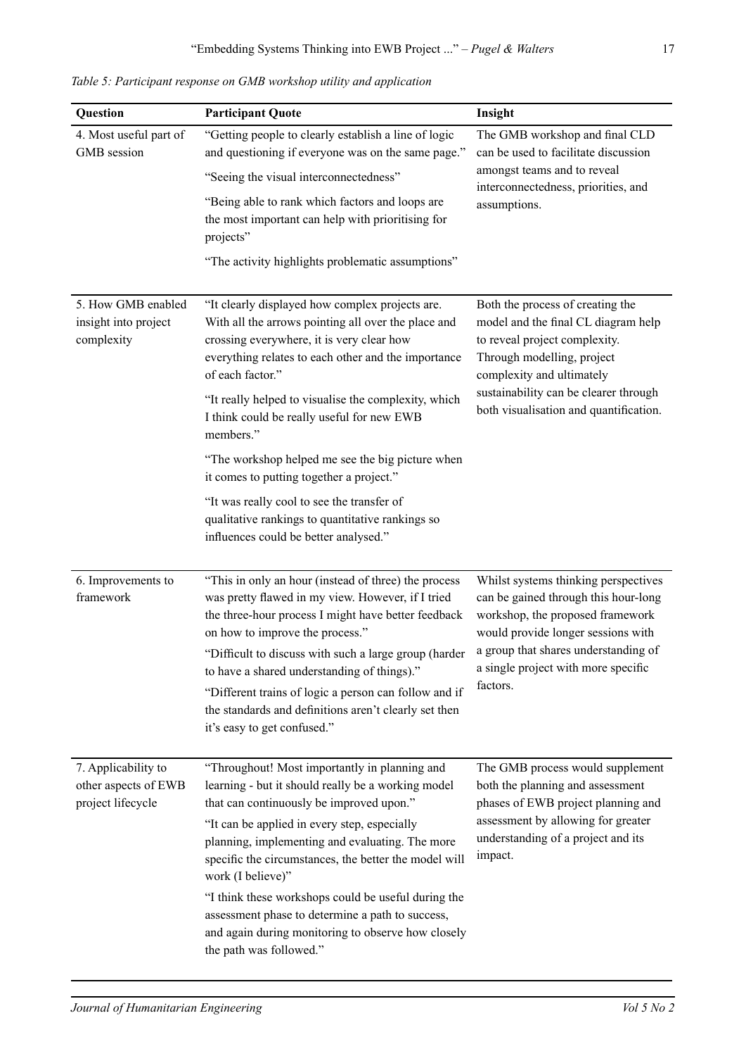*Table 5: Participant response on GMB workshop utility and application*

| Question | Participant Quote | Insight |
|---|---|---|
| 4. Most useful part of GMB session | "Getting people to clearly establish a line of logic and questioning if everyone was on the same page."<br><br>"Seeing the visual interconnectedness"<br><br>"Being able to rank which factors and loops are the most important can help with prioritising for projects"<br><br>"The activity highlights problematic assumptions" | The GMB workshop and final CLD can be used to facilitate discussion amongst teams and to reveal interconnectedness, priorities, and assumptions. |
| 5. How GMB enabled insight into project complexity | "It clearly displayed how complex projects are. With all the arrows pointing all over the place and crossing everywhere, it is very clear how everything relates to each other and the importance of each factor."<br><br>"It really helped to visualise the complexity, which I think could be really useful for new EWB members."<br><br>"The workshop helped me see the big picture when it comes to putting together a project."<br><br>"It was really cool to see the transfer of qualitative rankings to quantitative rankings so influences could be better analysed." | Both the process of creating the model and the final CL diagram help to reveal project complexity. Through modelling, project complexity and ultimately sustainability can be clearer through both visualisation and quantification. |
| 6. Improvements to framework | "This in only an hour (instead of three) the process was pretty flawed in my view. However, if I tried the three-hour process I might have better feedback on how to improve the process."<br><br>"Difficult to discuss with such a large group (harder to have a shared understanding of things)."<br><br>"Different trains of logic a person can follow and if the standards and definitions aren't clearly set then it's easy to get confused." | Whilst systems thinking perspectives can be gained through this hour-long workshop, the proposed framework would provide longer sessions with a group that shares understanding of a single project with more specific factors. |
| 7. Applicability to other aspects of EWB project lifecycle | "Throughout! Most importantly in planning and learning - but it should really be a working model that can continuously be improved upon."<br><br>"It can be applied in every step, especially planning, implementing and evaluating. The more specific the circumstances, the better the model will work (I believe)"<br><br>"I think these workshops could be useful during the assessment phase to determine a path to success, and again during monitoring to observe how closely the path was followed." | The GMB process would supplement both the planning and assessment phases of EWB project planning and assessment by allowing for greater understanding of a project and its impact. |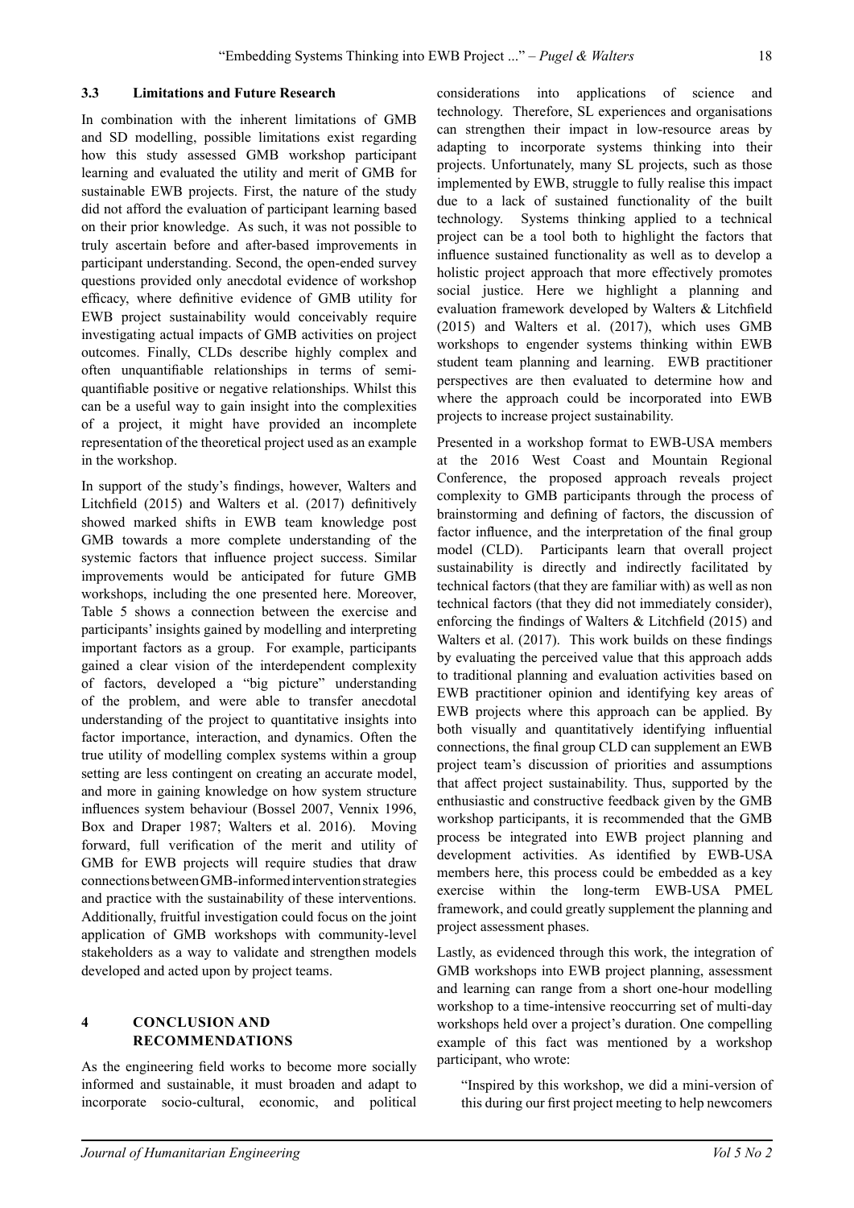### 3.3 Limitations and Future Research

In combination with the inherent limitations of GMB and SD modelling, possible limitations exist regarding how this study assessed GMB workshop participant learning and evaluated the utility and merit of GMB for sustainable EWB projects. First, the nature of the study did not afford the evaluation of participant learning based on their prior knowledge. As such, it was not possible to truly ascertain before and after-based improvements in participant understanding. Second, the open-ended survey questions provided only anecdotal evidence of workshop efficacy, where definitive evidence of GMB utility for EWB project sustainability would conceivably require investigating actual impacts of GMB activities on project outcomes. Finally, CLDs describe highly complex and often unquantifiable relationships in terms of semi-quantifiable positive or negative relationships. Whilst this can be a useful way to gain insight into the complexities of a project, it might have provided an incomplete representation of the theoretical project used as an example in the workshop.

In support of the study's findings, however, Walters and Litchfield (2015) and Walters et al. (2017) definitively showed marked shifts in EWB team knowledge post GMB towards a more complete understanding of the systemic factors that influence project success. Similar improvements would be anticipated for future GMB workshops, including the one presented here. Moreover, Table 5 shows a connection between the exercise and participants' insights gained by modelling and interpreting important factors as a group. For example, participants gained a clear vision of the interdependent complexity of factors, developed a "big picture" understanding of the problem, and were able to transfer anecdotal understanding of the project to quantitative insights into factor importance, interaction, and dynamics. Often the true utility of modelling complex systems within a group setting are less contingent on creating an accurate model, and more in gaining knowledge on how system structure influences system behaviour (Bossel 2007, Vennix 1996, Box and Draper 1987; Walters et al. 2016). Moving forward, full verification of the merit and utility of GMB for EWB projects will require studies that draw connections between GMB-informed intervention strategies and practice with the sustainability of these interventions. Additionally, fruitful investigation could focus on the joint application of GMB workshops with community-level stakeholders as a way to validate and strengthen models developed and acted upon by project teams.

## 4 CONCLUSION AND RECOMMENDATIONS

As the engineering field works to become more socially informed and sustainable, it must broaden and adapt to incorporate socio-cultural, economic, and political considerations into applications of science and technology. Therefore, SL experiences and organisations can strengthen their impact in low-resource areas by adapting to incorporate systems thinking into their projects. Unfortunately, many SL projects, such as those implemented by EWB, struggle to fully realise this impact due to a lack of sustained functionality of the built technology. Systems thinking applied to a technical project can be a tool both to highlight the factors that influence sustained functionality as well as to develop a holistic project approach that more effectively promotes social justice. Here we highlight a planning and evaluation framework developed by Walters & Litchfield (2015) and Walters et al. (2017), which uses GMB workshops to engender systems thinking within EWB student team planning and learning. EWB practitioner perspectives are then evaluated to determine how and where the approach could be incorporated into EWB projects to increase project sustainability.

Presented in a workshop format to EWB-USA members at the 2016 West Coast and Mountain Regional Conference, the proposed approach reveals project complexity to GMB participants through the process of brainstorming and defining of factors, the discussion of factor influence, and the interpretation of the final group model (CLD). Participants learn that overall project sustainability is directly and indirectly facilitated by technical factors (that they are familiar with) as well as non technical factors (that they did not immediately consider), enforcing the findings of Walters & Litchfield (2015) and Walters et al. (2017). This work builds on these findings by evaluating the perceived value that this approach adds to traditional planning and evaluation activities based on EWB practitioner opinion and identifying key areas of EWB projects where this approach can be applied. By both visually and quantitatively identifying influential connections, the final group CLD can supplement an EWB project team's discussion of priorities and assumptions that affect project sustainability. Thus, supported by the enthusiastic and constructive feedback given by the GMB workshop participants, it is recommended that the GMB process be integrated into EWB project planning and development activities. As identified by EWB-USA members here, this process could be embedded as a key exercise within the long-term EWB-USA PMEL framework, and could greatly supplement the planning and project assessment phases.

Lastly, as evidenced through this work, the integration of GMB workshops into EWB project planning, assessment and learning can range from a short one-hour modelling workshop to a time-intensive reoccurring set of multi-day workshops held over a project's duration. One compelling example of this fact was mentioned by a workshop participant, who wrote:

> "Inspired by this workshop, we did a mini-version of this during our first project meeting to help newcomers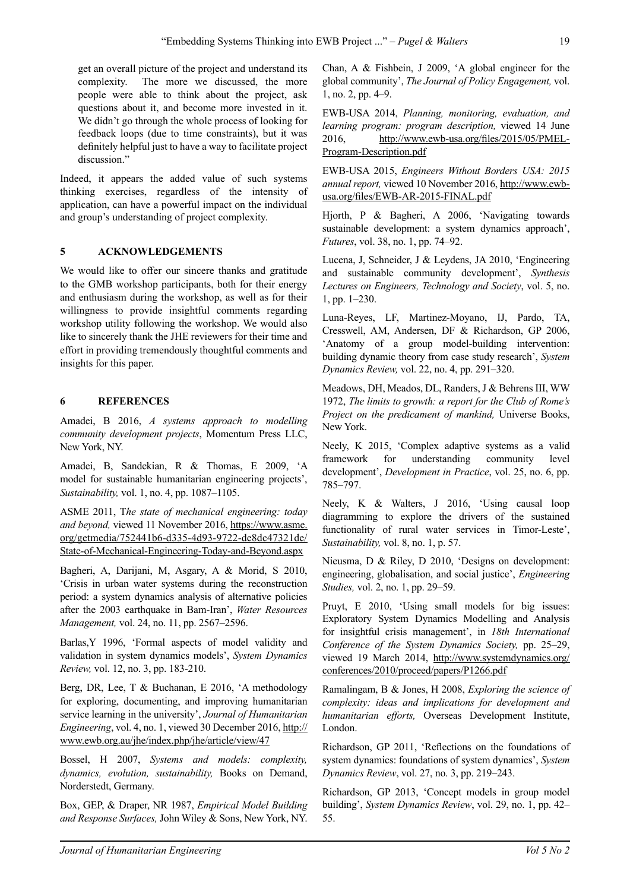get an overall picture of the project and understand its complexity. The more we discussed, the more people were able to think about the project, ask questions about it, and become more invested in it. We didn't go through the whole process of looking for feedback loops (due to time constraints), but it was definitely helpful just to have a way to facilitate project discussion."

Indeed, it appears the added value of such systems thinking exercises, regardless of the intensity of application, can have a powerful impact on the individual and group's understanding of project complexity.

## 5 ACKNOWLEDGEMENTS

We would like to offer our sincere thanks and gratitude to the GMB workshop participants, both for their energy and enthusiasm during the workshop, as well as for their willingness to provide insightful comments regarding workshop utility following the workshop. We would also like to sincerely thank the JHE reviewers for their time and effort in providing tremendously thoughtful comments and insights for this paper.

## 6 REFERENCES

Amadei, B 2016, *A systems approach to modelling community development projects*, Momentum Press LLC, New York, NY.

Amadei, B, Sandekian, R & Thomas, E 2009, 'A model for sustainable humanitarian engineering projects', *Sustainability,* vol. 1, no. 4, pp. 1087–1105.

ASME 2011, T*he state of mechanical engineering: today and beyond,* viewed 11 November 2016, https://www.asme.org/getmedia/752441b6-d335-4d93-9722-de8dc47321de/State-of-Mechanical-Engineering-Today-and-Beyond.aspx

Bagheri, A, Darijani, M, Asgary, A & Morid, S 2010, 'Crisis in urban water systems during the reconstruction period: a system dynamics analysis of alternative policies after the 2003 earthquake in Bam-Iran', *Water Resources Management,* vol. 24, no. 11, pp. 2567–2596.

Barlas,Y 1996, 'Formal aspects of model validity and validation in system dynamics models', *System Dynamics Review,* vol. 12, no. 3, pp. 183-210.

Berg, DR, Lee, T & Buchanan, E 2016, 'A methodology for exploring, documenting, and improving humanitarian service learning in the university', *Journal of Humanitarian Engineering*, vol. 4, no. 1, viewed 30 December 2016, http://www.ewb.org.au/jhe/index.php/jhe/article/view/47

Bossel, H 2007, *Systems and models: complexity, dynamics, evolution, sustainability,* Books on Demand, Norderstedt, Germany.

Box, GEP, & Draper, NR 1987, *Empirical Model Building and Response Surfaces,* John Wiley & Sons, New York, NY.

Chan, A & Fishbein, J 2009, 'A global engineer for the global community', *The Journal of Policy Engagement,* vol. 1, no. 2, pp. 4–9.

EWB-USA 2014, *Planning, monitoring, evaluation, and learning program: program description,* viewed 14 June 2016, http://www.ewb-usa.org/files/2015/05/PMEL-Program-Description.pdf

EWB-USA 2015, *Engineers Without Borders USA: 2015 annual report,* viewed 10 November 2016, http://www.ewb-usa.org/files/EWB-AR-2015-FINAL.pdf

Hjorth, P & Bagheri, A 2006, 'Navigating towards sustainable development: a system dynamics approach', *Futures*, vol. 38, no. 1, pp. 74–92.

Lucena, J, Schneider, J & Leydens, JA 2010, 'Engineering and sustainable community development', *Synthesis Lectures on Engineers, Technology and Society*, vol. 5, no. 1, pp. 1–230.

Luna-Reyes, LF, Martinez-Moyano, IJ, Pardo, TA, Cresswell, AM, Andersen, DF & Richardson, GP 2006, 'Anatomy of a group model-building intervention: building dynamic theory from case study research', *System Dynamics Review,* vol. 22, no. 4, pp. 291–320.

Meadows, DH, Meados, DL, Randers, J & Behrens III, WW 1972, *The limits to growth: a report for the Club of Rome's Project on the predicament of mankind,* Universe Books, New York.

Neely, K 2015, 'Complex adaptive systems as a valid framework for understanding community level development', *Development in Practice*, vol. 25, no. 6, pp. 785–797.

Neely, K & Walters, J 2016, 'Using causal loop diagramming to explore the drivers of the sustained functionality of rural water services in Timor-Leste', *Sustainability,* vol. 8, no. 1, p. 57.

Nieusma, D & Riley, D 2010, 'Designs on development: engineering, globalisation, and social justice', *Engineering Studies,* vol. 2, no. 1, pp. 29–59.

Pruyt, E 2010, 'Using small models for big issues: Exploratory System Dynamics Modelling and Analysis for insightful crisis management', in *18th International Conference of the System Dynamics Society,* pp. 25–29, viewed 19 March 2014, http://www.systemdynamics.org/conferences/2010/proceed/papers/P1266.pdf

Ramalingam, B & Jones, H 2008, *Exploring the science of complexity: ideas and implications for development and humanitarian efforts,* Overseas Development Institute, London.

Richardson, GP 2011, 'Reflections on the foundations of system dynamics: foundations of system dynamics', *System Dynamics Review*, vol. 27, no. 3, pp. 219–243.

Richardson, GP 2013, 'Concept models in group model building', *System Dynamics Review*, vol. 29, no. 1, pp. 42–55.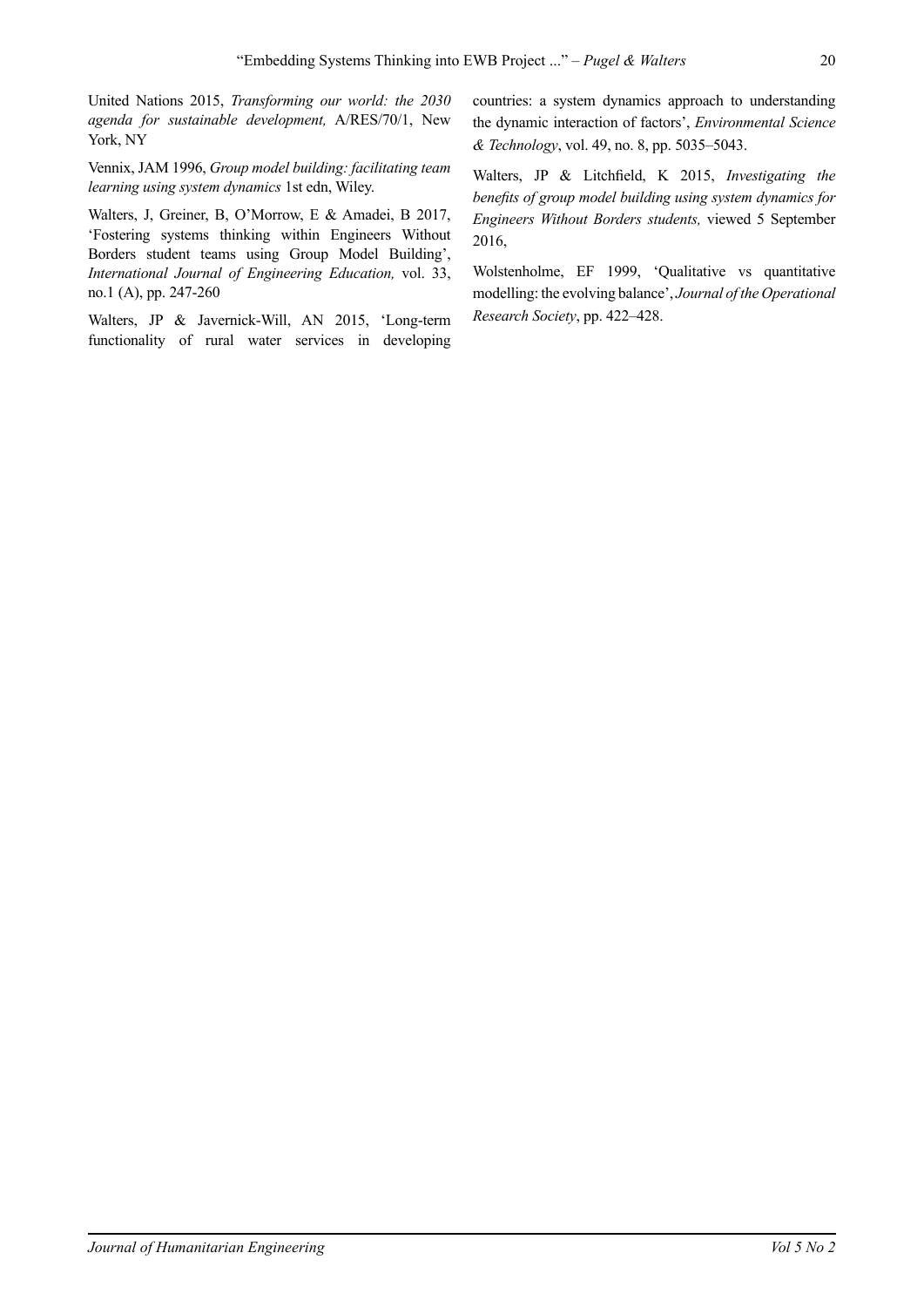United Nations 2015, *Transforming our world: the 2030 agenda for sustainable development,* A/RES/70/1, New York, NY

Vennix, JAM 1996, *Group model building: facilitating team learning using system dynamics* 1st edn, Wiley.

Walters, J, Greiner, B, O'Morrow, E & Amadei, B 2017, 'Fostering systems thinking within Engineers Without Borders student teams using Group Model Building', *International Journal of Engineering Education,* vol. 33, no.1 (A), pp. 247-260

Walters, JP & Javernick-Will, AN 2015, 'Long-term functionality of rural water services in developing countries: a system dynamics approach to understanding the dynamic interaction of factors', *Environmental Science & Technology*, vol. 49, no. 8, pp. 5035–5043.

Walters, JP & Litchfield, K 2015, *Investigating the benefits of group model building using system dynamics for Engineers Without Borders students,* viewed 5 September 2016,

Wolstenholme, EF 1999, 'Qualitative vs quantitative modelling: the evolving balance', *Journal of the Operational Research Society*, pp. 422–428.